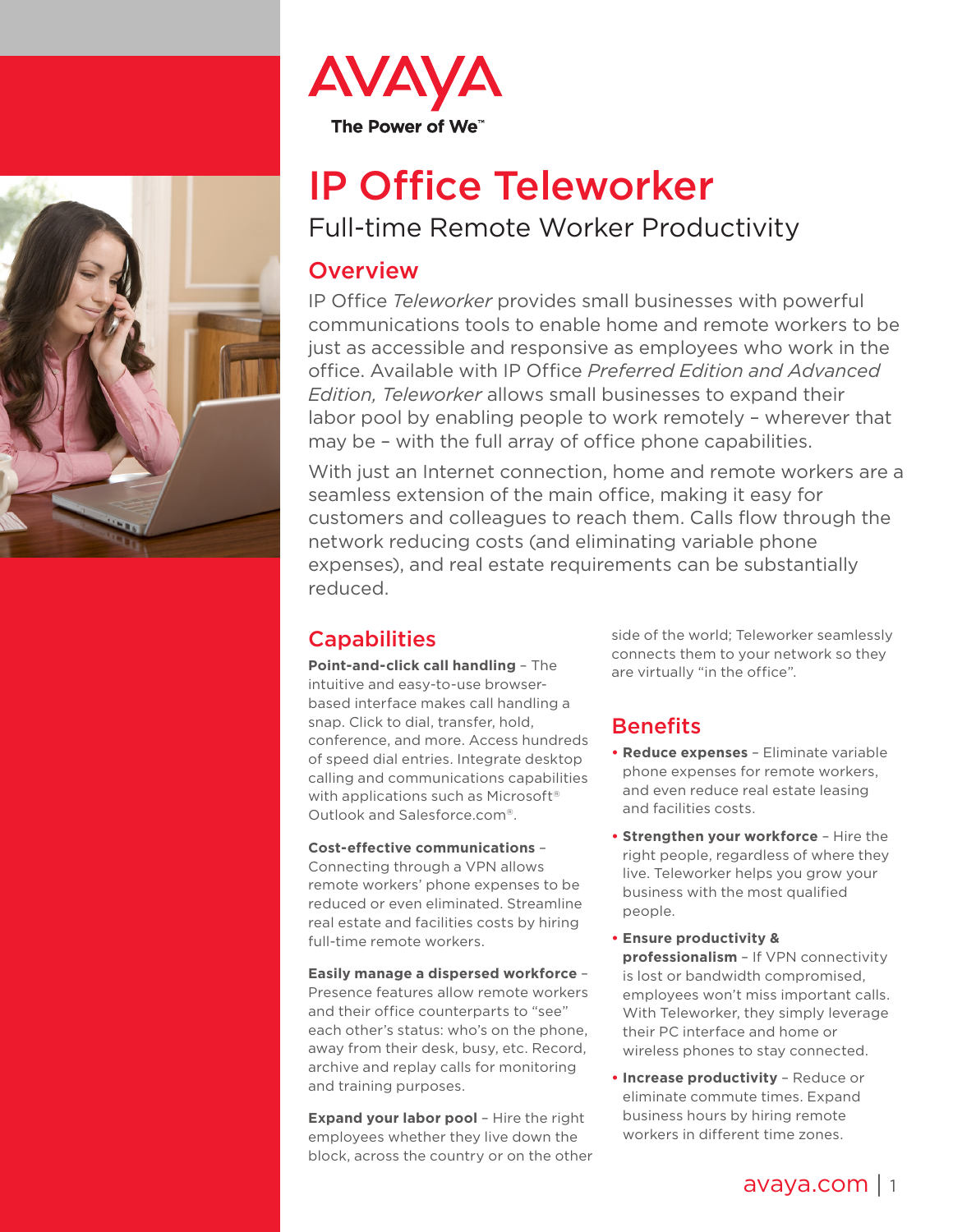AVAYA

The Power of We™

# IP Office Teleworker

## Full-time Remote Worker Productivity

## Overview

IP Office *Teleworker* provides small businesses with powerful communications tools to enable home and remote workers to be just as accessible and responsive as employees who work in the office. Available with IP Office *Preferred Edition and Advanced Edition, Teleworker* allows small businesses to expand their labor pool by enabling people to work remotely – wherever that may be – with the full array of office phone capabilities.

With just an Internet connection, home and remote workers are a seamless extension of the main office, making it easy for customers and colleagues to reach them. Calls flow through the network reducing costs (and eliminating variable phone expenses), and real estate requirements can be substantially reduced.

## Capabilities

**Point-and-click call handling** – The intuitive and easy-to-use browser-based interface makes call handling a snap. Click to dial, transfer, hold, conference, and more. Access hundreds of speed dial entries. Integrate desktop calling and communications capabilities with applications such as Microsoft® Outlook and Salesforce.com®.

**Cost-effective communications** – Connecting through a VPN allows remote workers' phone expenses to be reduced or even eliminated. Streamline real estate and facilities costs by hiring full-time remote workers.

**Easily manage a dispersed workforce** – Presence features allow remote workers and their office counterparts to "see" each other's status: who's on the phone, away from their desk, busy, etc. Record, archive and replay calls for monitoring and training purposes.

**Expand your labor pool** – Hire the right employees whether they live down the block, across the country or on the other side of the world; Teleworker seamlessly connects them to your network so they are virtually "in the office".

## Benefits

- **Reduce expenses** – Eliminate variable phone expenses for remote workers, and even reduce real estate leasing and facilities costs.
- **Strengthen your workforce** – Hire the right people, regardless of where they live. Teleworker helps you grow your business with the most qualified people.
- **Ensure productivity & professionalism** – If VPN connectivity is lost or bandwidth compromised, employees won't miss important calls. With Teleworker, they simply leverage their PC interface and home or wireless phones to stay connected.
- **Increase productivity** – Reduce or eliminate commute times. Expand business hours by hiring remote workers in different time zones.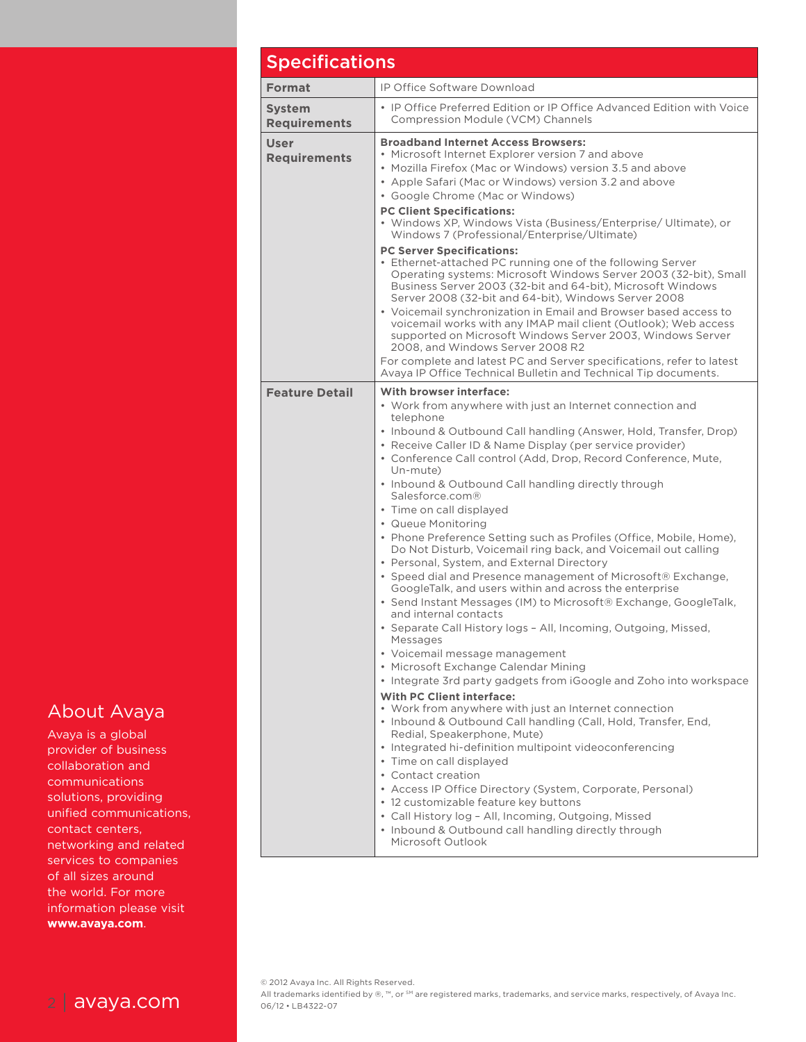## Specifications

| | |
|---|---|
| **Format** | IP Office Software Download |
| **System Requirements** | • IP Office Preferred Edition or IP Office Advanced Edition with Voice Compression Module (VCM) Channels |
| **User Requirements** | **Broadband Internet Access Browsers:**<br>• Microsoft Internet Explorer version 7 and above<br>• Mozilla Firefox (Mac or Windows) version 3.5 and above<br>• Apple Safari (Mac or Windows) version 3.2 and above<br>• Google Chrome (Mac or Windows)<br>**PC Client Specifications:**<br>• Windows XP, Windows Vista (Business/Enterprise/ Ultimate), or Windows 7 (Professional/Enterprise/Ultimate)<br>**PC Server Specifications:**<br>• Ethernet-attached PC running one of the following Server Operating systems: Microsoft Windows Server 2003 (32-bit), Small Business Server 2003 (32-bit and 64-bit), Microsoft Windows Server 2008 (32-bit and 64-bit), Windows Server 2008<br>• Voicemail synchronization in Email and Browser based access to voicemail works with any IMAP mail client (Outlook); Web access supported on Microsoft Windows Server 2003, Windows Server 2008, and Windows Server 2008 R2<br>For complete and latest PC and Server specifications, refer to latest Avaya IP Office Technical Bulletin and Technical Tip documents. |
| **Feature Detail** | **With browser interface:**<br>• Work from anywhere with just an Internet connection and telephone<br>• Inbound & Outbound Call handling (Answer, Hold, Transfer, Drop)<br>• Receive Caller ID & Name Display (per service provider)<br>• Conference Call control (Add, Drop, Record Conference, Mute, Un-mute)<br>• Inbound & Outbound Call handling directly through Salesforce.com®<br>• Time on call displayed<br>• Queue Monitoring<br>• Phone Preference Setting such as Profiles (Office, Mobile, Home), Do Not Disturb, Voicemail ring back, and Voicemail out calling<br>• Personal, System, and External Directory<br>• Speed dial and Presence management of Microsoft® Exchange, GoogleTalk, and users within and across the enterprise<br>• Send Instant Messages (IM) to Microsoft® Exchange, GoogleTalk, and internal contacts<br>• Separate Call History logs – All, Incoming, Outgoing, Missed, Messages<br>• Voicemail message management<br>• Microsoft Exchange Calendar Mining<br>• Integrate 3rd party gadgets from iGoogle and Zoho into workspace<br>**With PC Client interface:**<br>• Work from anywhere with just an Internet connection<br>• Inbound & Outbound Call handling (Call, Hold, Transfer, End, Redial, Speakerphone, Mute)<br>• Integrated hi-definition multipoint videoconferencing<br>• Time on call displayed<br>• Contact creation<br>• Access IP Office Directory (System, Corporate, Personal)<br>• 12 customizable feature key buttons<br>• Call History log – All, Incoming, Outgoing, Missed<br>• Inbound & Outbound call handling directly through Microsoft Outlook |

## About Avaya

Avaya is a global provider of business collaboration and communications solutions, providing unified communications, contact centers, networking and related services to companies of all sizes around the world. For more information please visit **www.avaya.com**.

© 2012 Avaya Inc. All Rights Reserved.
All trademarks identified by ®, ™, or SM are registered marks, trademarks, and service marks, respectively, of Avaya Inc.
06/12 • LB4322-07